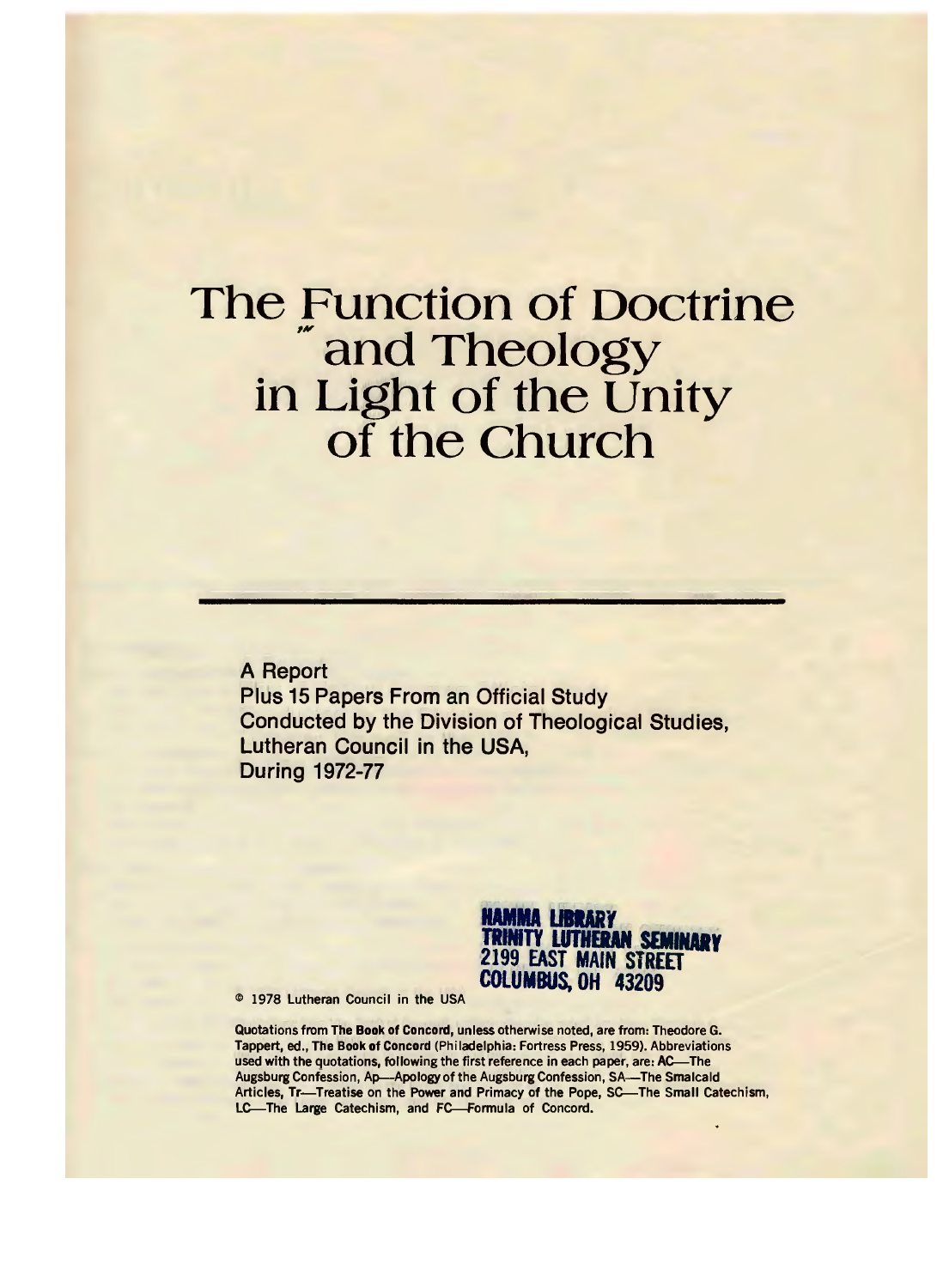# The Function of Doctrine and Theology in Light of the Unity of the Church

A Report
Plus 15 Papers From an Official Study
Conducted by the Division of Theological Studies,
Lutheran Council in the USA,
During 1972-77

HAMMA LIBRARY
TRINITY LUTHERAN SEMINARY
2199 EAST MAIN STREET
COLUMBUS, OH 43209

© 1978 Lutheran Council in the USA

Quotations from **The Book of Concord**, unless otherwise noted, are from: Theodore G. Tappert, ed., **The Book of Concord** (Philadelphia: Fortress Press, 1959). Abbreviations used with the quotations, following the first reference in each paper, are: AC—The Augsburg Confession, Ap—Apology of the Augsburg Confession, SA—The Smalcald Articles, Tr—Treatise on the Power and Primacy of the Pope, SC—The Small Catechism, LC—The Large Catechism, and FC—Formula of Concord.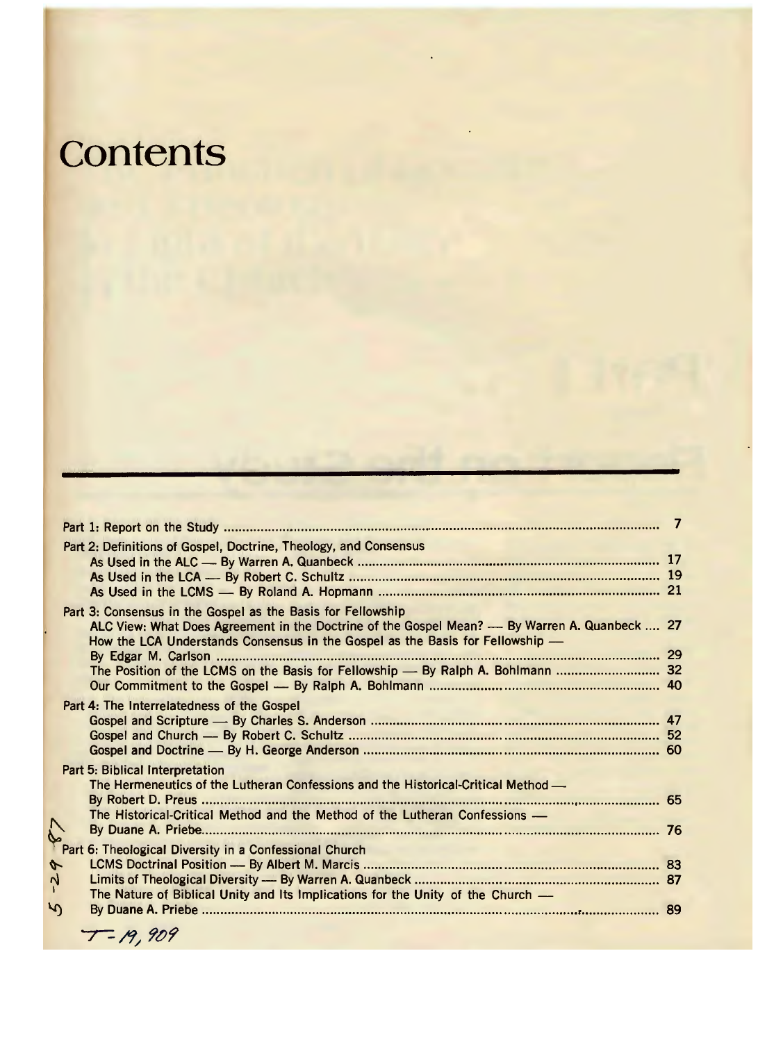# Contents

Part 1: Report on the Study ..... 7

Part 2: Definitions of Gospel, Doctrine, Theology, and Consensus
- As Used in the ALC — By Warren A. Quanbeck ..... 17
- As Used in the LCA — By Robert C. Schultz ..... 19
- As Used in the LCMS — By Roland A. Hopmann ..... 21

Part 3: Consensus in the Gospel as the Basis for Fellowship
- ALC View: What Does Agreement in the Doctrine of the Gospel Mean? — By Warren A. Quanbeck ..... 27
- How the LCA Understands Consensus in the Gospel as the Basis for Fellowship — By Edgar M. Carlson ..... 29
- The Position of the LCMS on the Basis for Fellowship — By Ralph A. Bohlmann ..... 32
- Our Commitment to the Gospel — By Ralph A. Bohlmann ..... 40

Part 4: The Interrelatedness of the Gospel
- Gospel and Scripture — By Charles S. Anderson ..... 47
- Gospel and Church — By Robert C. Schultz ..... 52
- Gospel and Doctrine — By H. George Anderson ..... 60

Part 5: Biblical Interpretation
- The Hermeneutics of the Lutheran Confessions and the Historical-Critical Method — By Robert D. Preus ..... 65
- The Historical-Critical Method and the Method of the Lutheran Confessions — By Duane A. Priebe ..... 76

Part 6: Theological Diversity in a Confessional Church
- LCMS Doctrinal Position — By Albert M. Marcis ..... 83
- Limits of Theological Diversity — By Warren A. Quanbeck ..... 87
- The Nature of Biblical Unity and Its Implications for the Unity of the Church — By Duane A. Priebe ..... 89

5-29-87

T-19,909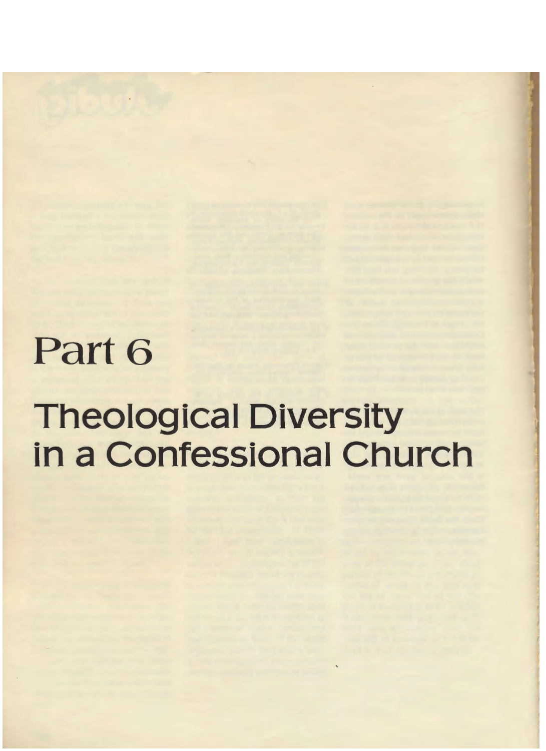# Part 6

# Theological Diversity in a Confessional Church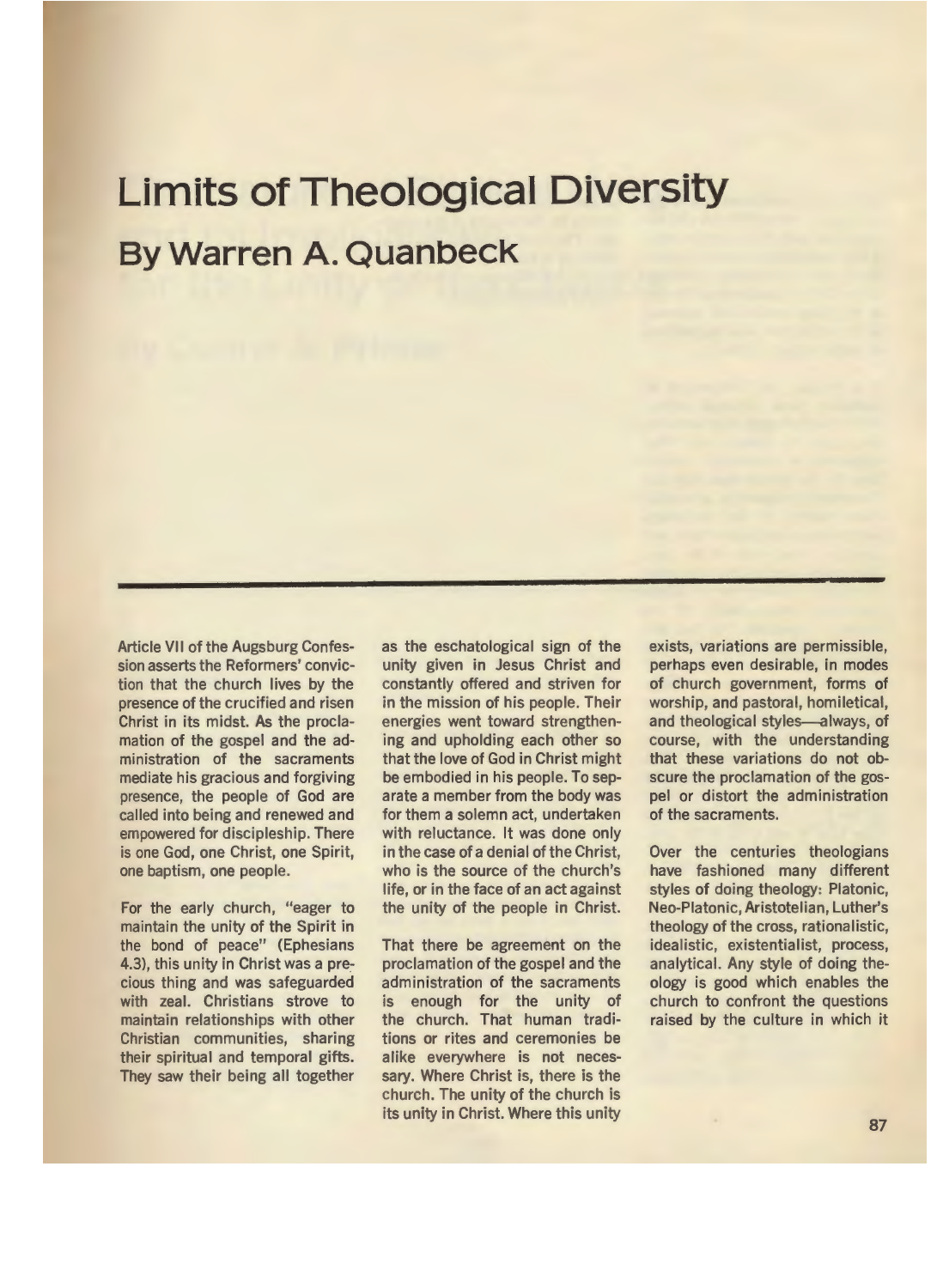# Limits of Theological Diversity

## By Warren A. Quanbeck

Article VII of the Augsburg Confession asserts the Reformers' conviction that the church lives by the presence of the crucified and risen Christ in its midst. As the proclamation of the gospel and the administration of the sacraments mediate his gracious and forgiving presence, the people of God are called into being and renewed and empowered for discipleship. There is one God, one Christ, one Spirit, one baptism, one people.

For the early church, "eager to maintain the unity of the Spirit in the bond of peace" (Ephesians 4.3), this unity in Christ was a precious thing and was safeguarded with zeal. Christians strove to maintain relationships with other Christian communities, sharing their spiritual and temporal gifts. They saw their being all together as the eschatological sign of the unity given in Jesus Christ and constantly offered and striven for in the mission of his people. Their energies went toward strengthening and upholding each other so that the love of God in Christ might be embodied in his people. To separate a member from the body was for them a solemn act, undertaken with reluctance. It was done only in the case of a denial of the Christ, who is the source of the church's life, or in the face of an act against the unity of the people in Christ.

That there be agreement on the proclamation of the gospel and the administration of the sacraments is enough for the unity of the church. That human traditions or rites and ceremonies be alike everywhere is not necessary. Where Christ is, there is the church. The unity of the church is its unity in Christ. Where this unity exists, variations are permissible, perhaps even desirable, in modes of church government, forms of worship, and pastoral, homiletical, and theological styles—always, of course, with the understanding that these variations do not obscure the proclamation of the gospel or distort the administration of the sacraments.

Over the centuries theologians have fashioned many different styles of doing theology: Platonic, Neo-Platonic, Aristotelian, Luther's theology of the cross, rationalistic, idealistic, existentialist, process, analytical. Any style of doing theology is good which enables the church to confront the questions raised by the culture in which it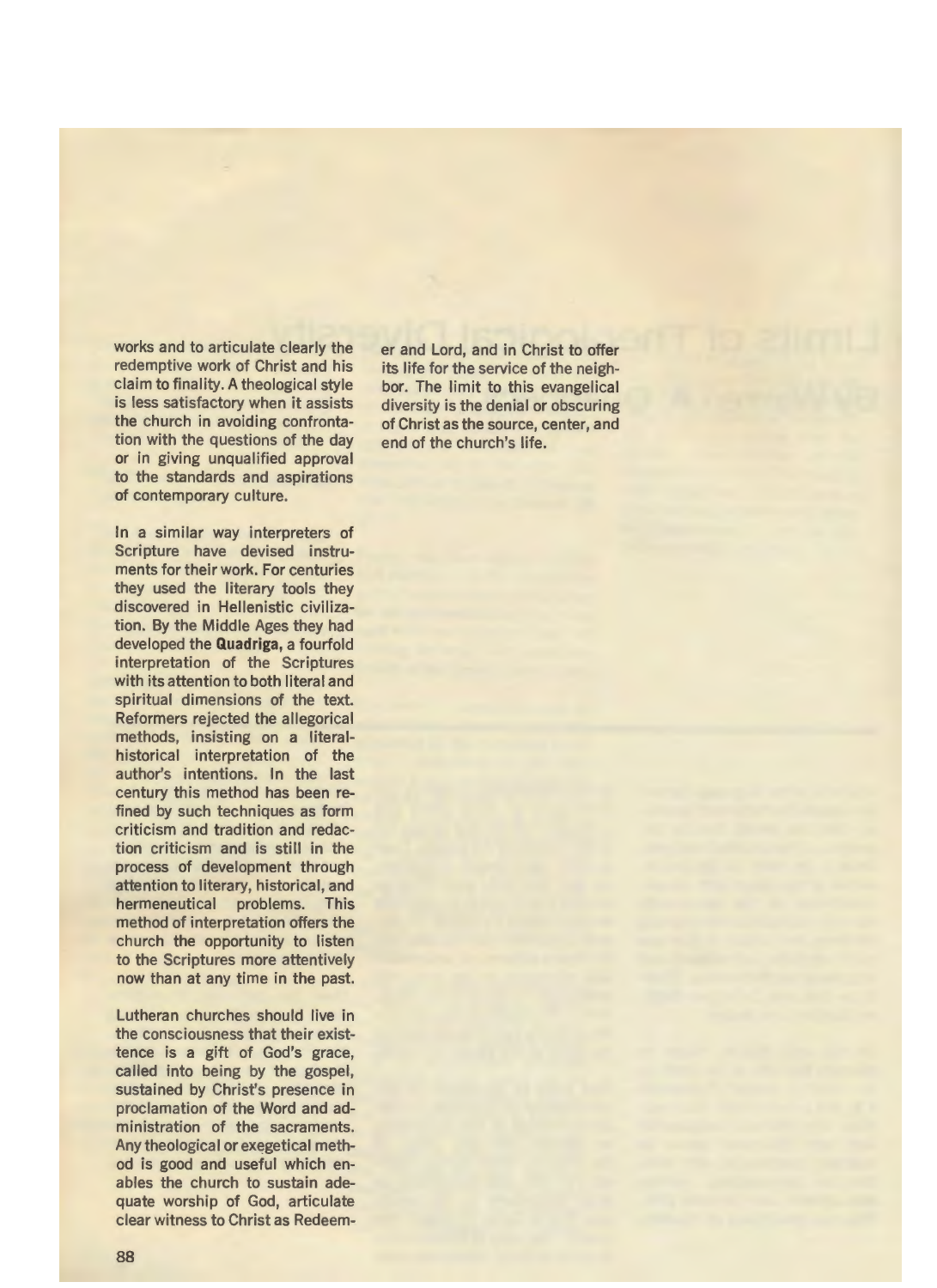works and to articulate clearly the redemptive work of Christ and his claim to finality. A theological style is less satisfactory when it assists the church in avoiding confrontation with the questions of the day or in giving unqualified approval to the standards and aspirations of contemporary culture.

In a similar way interpreters of Scripture have devised instruments for their work. For centuries they used the literary tools they discovered in Hellenistic civilization. By the Middle Ages they had developed the **Quadriga**, a fourfold interpretation of the Scriptures with its attention to both literal and spiritual dimensions of the text. Reformers rejected the allegorical methods, insisting on a literal-historical interpretation of the author's intentions. In the last century this method has been refined by such techniques as form criticism and tradition and redaction criticism and is still in the process of development through attention to literary, historical, and hermeneutical problems. This method of interpretation offers the church the opportunity to listen to the Scriptures more attentively now than at any time in the past.

Lutheran churches should live in the consciousness that their existence is a gift of God's grace, called into being by the gospel, sustained by Christ's presence in proclamation of the Word and administration of the sacraments. Any theological or exegetical method is good and useful which enables the church to sustain adequate worship of God, articulate clear witness to Christ as Redeemer and Lord, and in Christ to offer its life for the service of the neighbor. The limit to this evangelical diversity is the denial or obscuring of Christ as the source, center, and end of the church's life.